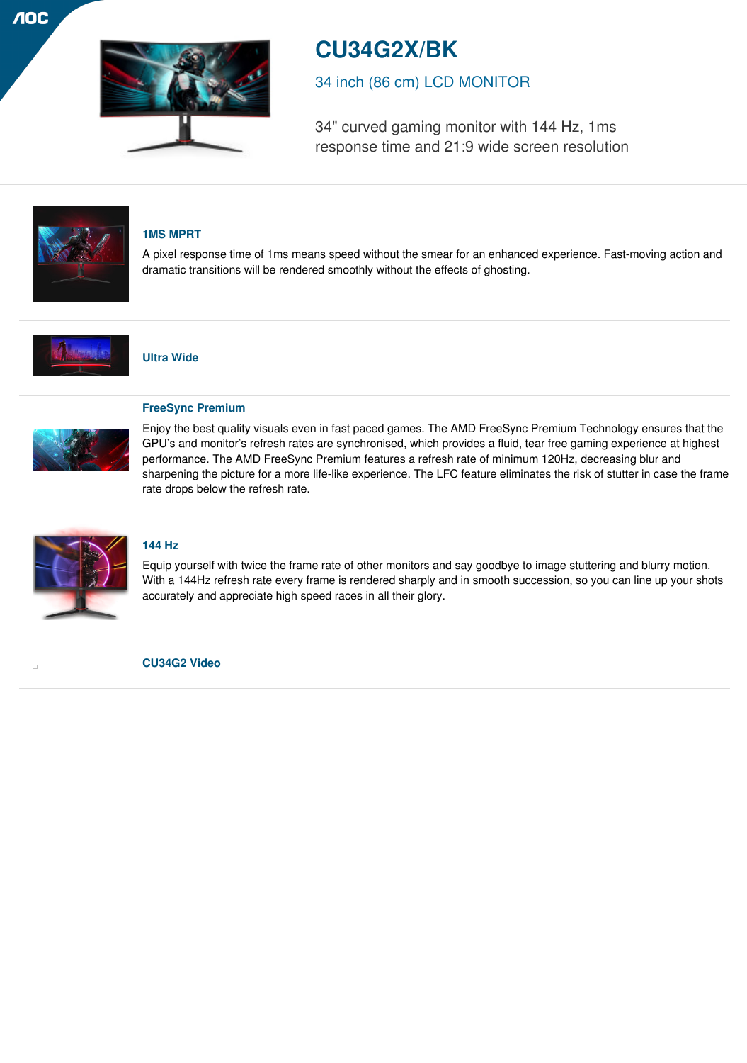# CU34G2X/BK

## 34 inch (86 cm) LCD MONITOR

34" curved gaming monitor with 144 Hz, 1ms response time and 21:9 wide screen resolution

### 1MS MPRT

A pixel response time of 1ms means speed without the smear for an enhanced experience. Fast-moving action and dramatic transitions will be rendered smoothly without the effects of ghosting.

### Ultra Wide

### FreeSync Premium

Enjoy the best quality visuals even in fast paced games. The AMD FreeSync Premium Technology ensures that the GPU's and monitor's refresh rates are synchronised, which provides a fluid, tear free gaming experience at highest performance. The AMD FreeSync Premium features a refresh rate of minimum 120Hz, decreasing blur and sharpening the picture for a more life-like experience. The LFC feature eliminates the risk of stutter in case the frame rate drops below the refresh rate.

### 144 Hz

Equip yourself with twice the frame rate of other monitors and say goodbye to image stuttering and blurry motion. With a 144Hz refresh rate every frame is rendered sharply and in smooth succession, so you can line up your shots accurately and appreciate high speed races in all their glory.

### CU34G2 Video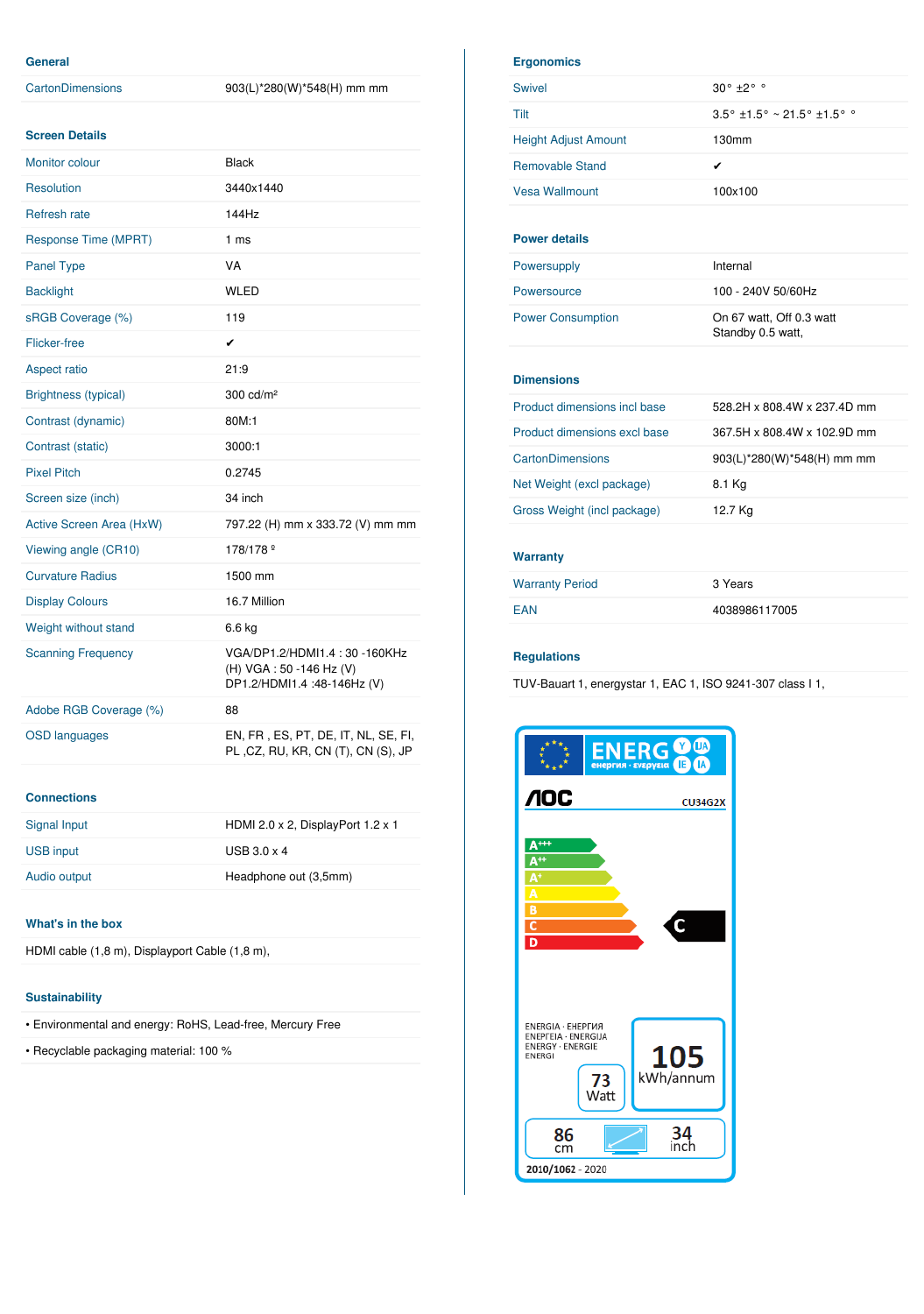## General

| | |
|---|---|
| CartonDimensions | 903(L)*280(W)*548(H) mm mm |

## Screen Details

| | |
|---|---|
| Monitor colour | Black |
| Resolution | 3440x1440 |
| Refresh rate | 144Hz |
| Response Time (MPRT) | 1 ms |
| Panel Type | VA |
| Backlight | WLED |
| sRGB Coverage (%) | 119 |
| Flicker-free | ✔ |
| Aspect ratio | 21:9 |
| Brightness (typical) | 300 cd/m² |
| Contrast (dynamic) | 80M:1 |
| Contrast (static) | 3000:1 |
| Pixel Pitch | 0.2745 |
| Screen size (inch) | 34 inch |
| Active Screen Area (HxW) | 797.22 (H) mm x 333.72 (V) mm mm |
| Viewing angle (CR10) | 178/178 º |
| Curvature Radius | 1500 mm |
| Display Colours | 16.7 Million |
| Weight without stand | 6.6 kg |
| Scanning Frequency | VGA/DP1.2/HDMI1.4 : 30 -160KHz (H) VGA : 50 -146 Hz (V) DP1.2/HDMI1.4 :48-146Hz (V) |
| Adobe RGB Coverage (%) | 88 |
| OSD languages | EN, FR , ES, PT, DE, IT, NL, SE, FI, PL ,CZ, RU, KR, CN (T), CN (S), JP |

## Connections

| | |
|---|---|
| Signal Input | HDMI 2.0 x 2, DisplayPort 1.2 x 1 |
| USB input | USB 3.0 x 4 |
| Audio output | Headphone out (3,5mm) |

## What's in the box

HDMI cable (1,8 m), Displayport Cable (1,8 m),

## Sustainability

- Environmental and energy: RoHS, Lead-free, Mercury Free
- Recyclable packaging material: 100 %

## Ergonomics

| | |
|---|---|
| Swivel | 30° ±2° ° |
| Tilt | 3.5° ±1.5° ~ 21.5° ±1.5° ° |
| Height Adjust Amount | 130mm |
| Removable Stand | ✔ |
| Vesa Wallmount | 100x100 |

## Power details

| | |
|---|---|
| Powersupply | Internal |
| Powersource | 100 - 240V 50/60Hz |
| Power Consumption | On 67 watt, Off 0.3 watt Standby 0.5 watt, |

## Dimensions

| | |
|---|---|
| Product dimensions incl base | 528.2H x 808.4W x 237.4D mm |
| Product dimensions excl base | 367.5H x 808.4W x 102.9D mm |
| CartonDimensions | 903(L)*280(W)*548(H) mm mm |
| Net Weight (excl package) | 8.1 Kg |
| Gross Weight (incl package) | 12.7 Kg |

## Warranty

| | |
|---|---|
| Warranty Period | 3 Years |
| EAN | 4038986117005 |

## Regulations

TUV-Bauart 1, energystar 1, EAC 1, ISO 9241-307 class I 1,

ENERG енергия · ενεργεια Y IJA IE IA

AOC CU34G2X

A+++
A++
A+
A
B
C
D

C

ENERGIA · ЕНЕРГИЯ ΕΝΕΡΓΕΙΑ · ENERGIJA ENERGY · ENERGIE ENERGI

73 Watt

105 kWh/annum

86 cm

34 inch

2010/1062 - 2020